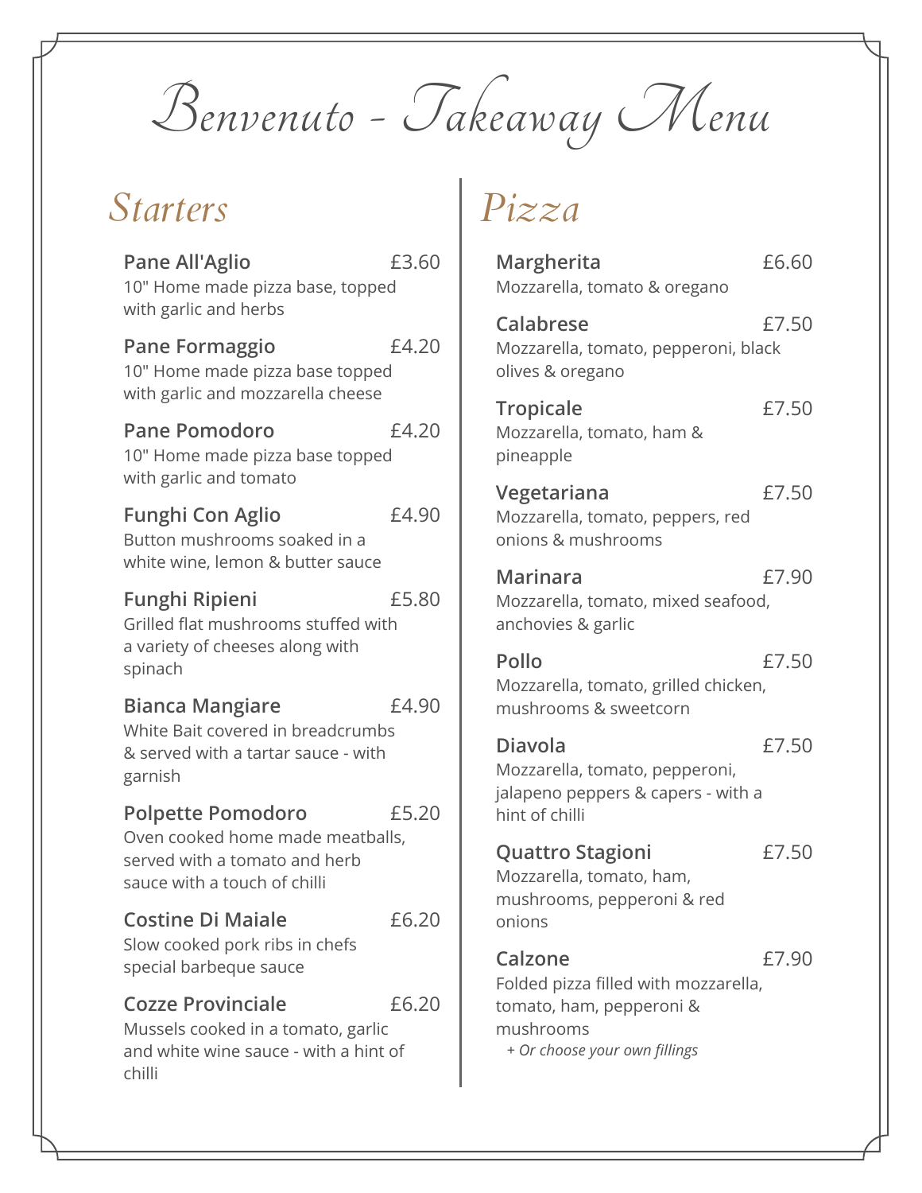# Benvenuto - Takeaway Menu

## Starters

**Pane All'Aglio** £3.60
10" Home made pizza base, topped with garlic and herbs

**Pane Formaggio** £4.20
10" Home made pizza base topped with garlic and mozzarella cheese

**Pane Pomodoro** £4.20
10" Home made pizza base topped with garlic and tomato

**Funghi Con Aglio** £4.90
Button mushrooms soaked in a white wine, lemon & butter sauce

**Funghi Ripieni** £5.80
Grilled flat mushrooms stuffed with a variety of cheeses along with spinach

**Bianca Mangiare** £4.90
White Bait covered in breadcrumbs & served with a tartar sauce - with garnish

**Polpette Pomodoro** £5.20
Oven cooked home made meatballs, served with a tomato and herb sauce with a touch of chilli

**Costine Di Maiale** £6.20
Slow cooked pork ribs in chefs special barbeque sauce

**Cozze Provinciale** £6.20
Mussels cooked in a tomato, garlic and white wine sauce - with a hint of chilli

## Pizza

**Margherita** £6.60
Mozzarella, tomato & oregano

**Calabrese** £7.50
Mozzarella, tomato, pepperoni, black olives & oregano

**Tropicale** £7.50
Mozzarella, tomato, ham & pineapple

**Vegetariana** £7.50
Mozzarella, tomato, peppers, red onions & mushrooms

**Marinara** £7.90
Mozzarella, tomato, mixed seafood, anchovies & garlic

**Pollo** £7.50
Mozzarella, tomato, grilled chicken, mushrooms & sweetcorn

**Diavola** £7.50
Mozzarella, tomato, pepperoni, jalapeno peppers & capers - with a hint of chilli

**Quattro Stagioni** £7.50
Mozzarella, tomato, ham, mushrooms, pepperoni & red onions

**Calzone** £7.90
Folded pizza filled with mozzarella, tomato, ham, pepperoni & mushrooms
*+ Or choose your own fillings*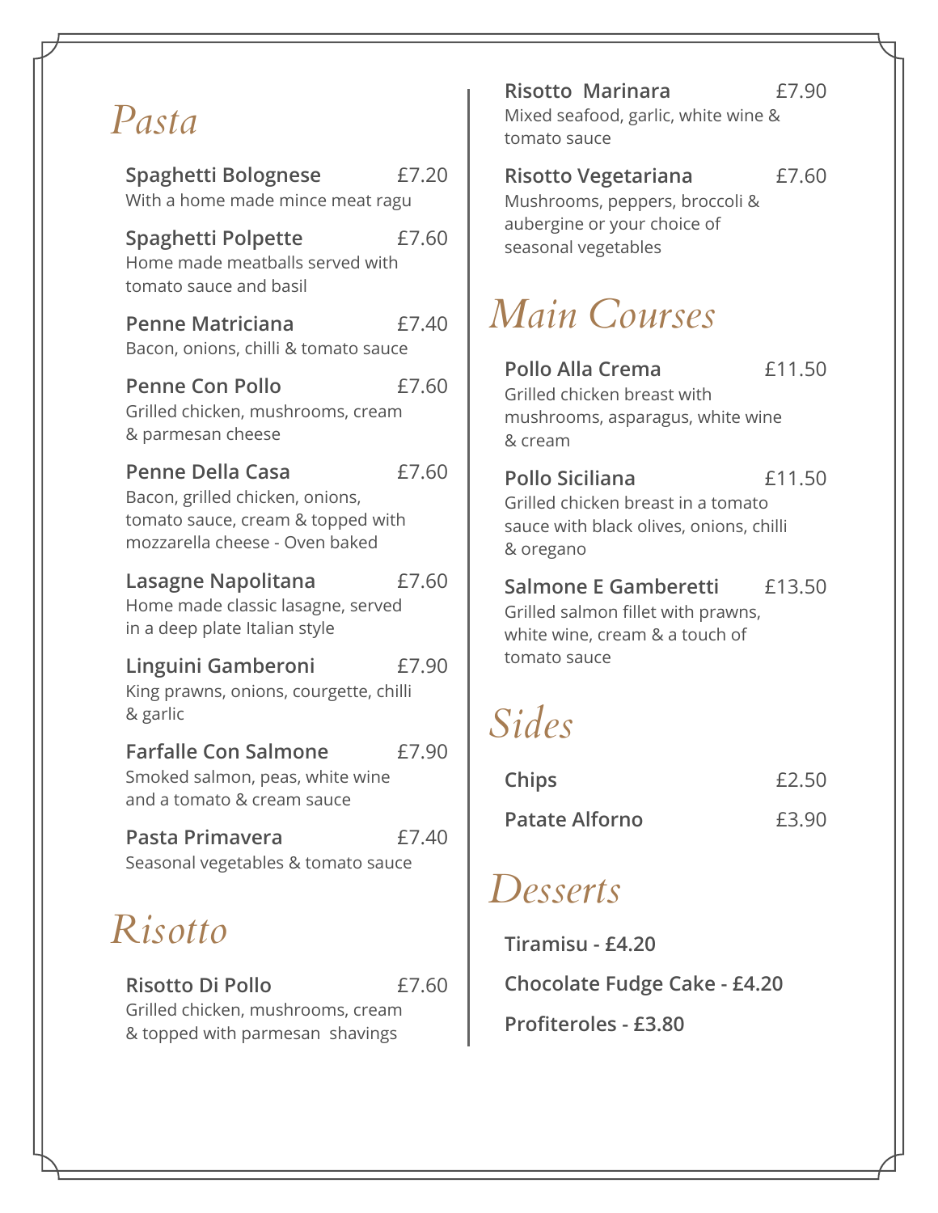# Pasta

**Spaghetti Bolognese** £7.20
With a home made mince meat ragu

**Spaghetti Polpette** £7.60
Home made meatballs served with tomato sauce and basil

**Penne Matriciana** £7.40
Bacon, onions, chilli & tomato sauce

**Penne Con Pollo** £7.60
Grilled chicken, mushrooms, cream & parmesan cheese

**Penne Della Casa** £7.60
Bacon, grilled chicken, onions, tomato sauce, cream & topped with mozzarella cheese - Oven baked

**Lasagne Napolitana** £7.60
Home made classic lasagne, served in a deep plate Italian style

**Linguini Gamberoni** £7.90
King prawns, onions, courgette, chilli & garlic

**Farfalle Con Salmone** £7.90
Smoked salmon, peas, white wine and a tomato & cream sauce

**Pasta Primavera** £7.40
Seasonal vegetables & tomato sauce

# Risotto

**Risotto Di Pollo** £7.60
Grilled chicken, mushrooms, cream & topped with parmesan shavings

**Risotto Marinara** £7.90
Mixed seafood, garlic, white wine & tomato sauce

**Risotto Vegetariana** £7.60
Mushrooms, peppers, broccoli & aubergine or your choice of seasonal vegetables

# Main Courses

**Pollo Alla Crema** £11.50
Grilled chicken breast with mushrooms, asparagus, white wine & cream

**Pollo Siciliana** £11.50
Grilled chicken breast in a tomato sauce with black olives, onions, chilli & oregano

**Salmone E Gamberetti** £13.50
Grilled salmon fillet with prawns, white wine, cream & a touch of tomato sauce

# Sides

**Chips** £2.50

**Patate Alforno** £3.90

# Desserts

**Tiramisu - £4.20**

**Chocolate Fudge Cake - £4.20**

**Profiteroles - £3.80**